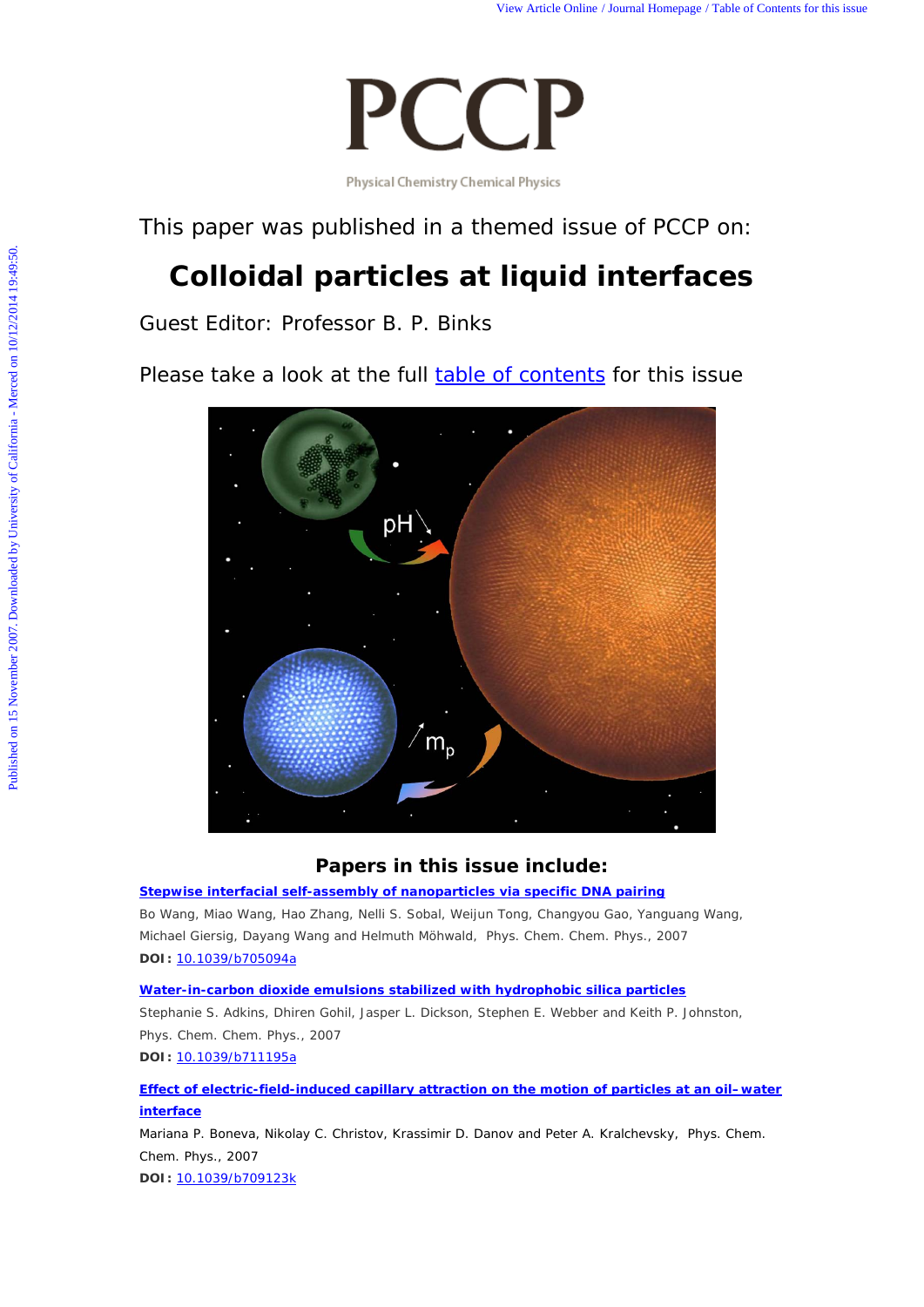# PCCP

Physical Chemistry Chemical Physics

This paper was published in a themed issue of PCCP on:

## Colloidal particles at liquid interfaces

Guest Editor: Professor B. P. Binks

Please take a look at the full table of contents for this issue

### Papers in this issue include:

**Stepwise interfacial self-assembly of nanoparticles via specific DNA pairing**

Bo Wang, Miao Wang, Hao Zhang, Nelli S. Sobal, Weijun Tong, Changyou Gao, Yanguang Wang, Michael Giersig, Dayang Wang and Helmuth Möhwald, Phys. Chem. Chem. Phys., 2007

**DOI:** 10.1039/b705094a

**Water-in-carbon dioxide emulsions stabilized with hydrophobic silica particles**

Stephanie S. Adkins, Dhiren Gohil, Jasper L. Dickson, Stephen E. Webber and Keith P. Johnston, Phys. Chem. Chem. Phys., 2007

**DOI:** 10.1039/b711195a

**Effect of electric-field-induced capillary attraction on the motion of particles at an oil–water interface**

Mariana P. Boneva, Nikolay C. Christov, Krassimir D. Danov and Peter A. Kralchevsky, Phys. Chem. Chem. Phys., 2007

**DOI:** 10.1039/b709123k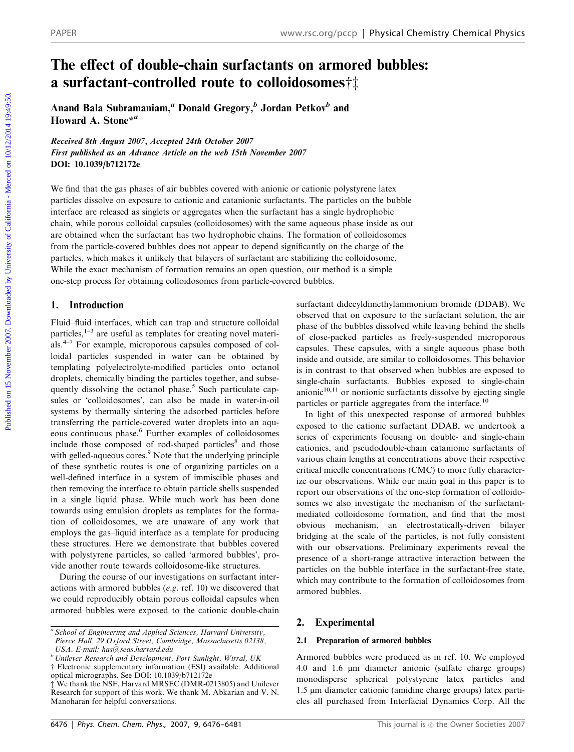# The effect of double-chain surfactants on armored bubbles: a surfactant-controlled route to colloidosomes†‡

Anand Bala Subramaniam,[a] Donald Gregory,[b] Jordan Petkov[b] and Howard A. Stone*[a]

*Received 8th August 2007, Accepted 24th October 2007*
*First published as an Advance Article on the web 15th November 2007*
**DOI: 10.1039/b712172e**

We find that the gas phases of air bubbles covered with anionic or cationic polystyrene latex particles dissolve on exposure to cationic and catanionic surfactants. The particles on the bubble interface are released as singlets or aggregates when the surfactant has a single hydrophobic chain, while porous colloidal capsules (colloidosomes) with the same aqueous phase inside as out are obtained when the surfactant has two hydrophobic chains. The formation of colloidosomes from the particle-covered bubbles does not appear to depend significantly on the charge of the particles, which makes it unlikely that bilayers of surfactant are stabilizing the colloidosome. While the exact mechanism of formation remains an open question, our method is a simple one-step process for obtaining colloidosomes from particle-covered bubbles.

## 1. Introduction

Fluid–fluid interfaces, which can trap and structure colloidal particles,[1–3] are useful as templates for creating novel materials.[4–7] For example, microporous capsules composed of colloidal particles suspended in water can be obtained by templating polyelectrolyte-modified particles onto octanol droplets, chemically binding the particles together, and subsequently dissolving the octanol phase.[5] Such particulate capsules or 'colloidosomes', can also be made in water-in-oil systems by thermally sintering the adsorbed particles before transferring the particle-covered water droplets into an aqueous continuous phase.[6] Further examples of colloidosomes include those composed of rod-shaped particles[8] and those with gelled-aqueous cores.[9] Note that the underlying principle of these synthetic routes is one of organizing particles on a well-defined interface in a system of immiscible phases and then removing the interface to obtain particle shells suspended in a single liquid phase. While much work has been done towards using emulsion droplets as templates for the formation of colloidosomes, we are unaware of any work that employs the gas–liquid interface as a template for producing these structures. Here we demonstrate that bubbles covered with polystyrene particles, so called 'armored bubbles', provide another route towards colloidosome-like structures.

During the course of our investigations on surfactant interactions with armored bubbles (*e.g.* ref. 10) we discovered that we could reproducibly obtain porous colloidal capsules when armored bubbles were exposed to the cationic double-chain surfactant didecyldimethylammonium bromide (DDAB). We observed that on exposure to the surfactant solution, the air phase of the bubbles dissolved while leaving behind the shells of close-packed particles as freely-suspended microporous capsules. These capsules, with a single aqueous phase both inside and outside, are similar to colloidosomes. This behavior is in contrast to that observed when bubbles are exposed to single-chain surfactants. Bubbles exposed to single-chain anionic[10,11] or nonionic surfactants dissolve by ejecting single particles or particle aggregates from the interface.[10]

In light of this unexpected response of armored bubbles exposed to the cationic surfactant DDAB, we undertook a series of experiments focusing on double- and single-chain cationics, and pseudodouble-chain catanionic surfactants of various chain lengths at concentrations above their respective critical micelle concentrations (CMC) to more fully characterize our observations. While our main goal in this paper is to report our observations of the one-step formation of colloidosomes we also investigate the mechanism of the surfactant-mediated colloidosome formation, and find that the most obvious mechanism, an electrostatically-driven bilayer bridging at the scale of the particles, is not fully consistent with our observations. Preliminary experiments reveal the presence of a short-range attractive interaction between the particles on the bubble interface in the surfactant-free state, which may contribute to the formation of colloidosomes from armored bubbles.

## 2. Experimental

### 2.1 Preparation of armored bubbles

Armored bubbles were produced as in ref. 10. We employed 4.0 and 1.6 μm diameter anionic (sulfate charge groups) monodisperse spherical polystyrene latex particles and 1.5 μm diameter cationic (amidine charge groups) latex particles all purchased from Interfacial Dynamics Corp. All the

[a] School of Engineering and Applied Sciences, Harvard University, Pierce Hall, 29 Oxford Street, Cambridge, Massachusetts 02138, USA. E-mail: has@seas.harvard.edu
[b] Unilever Research and Development, Port Sunlight, Wirral, UK
† Electronic supplementary information (ESI) available: Additional optical micrographs. See DOI: 10.1039/b712172e
‡ We thank the NSF, Harvard MRSEC (DMR-0213805) and Unilever Research for support of this work. We thank M. Abkarian and V. N. Manoharan for helpful conversations.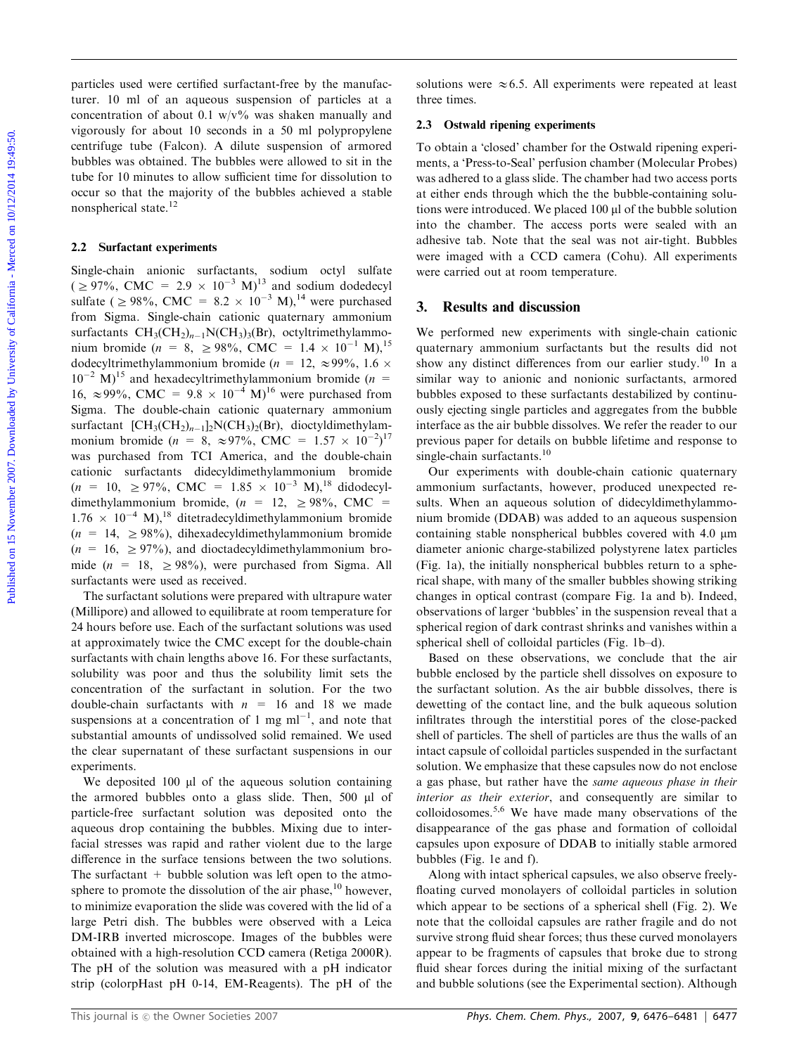particles used were certified surfactant-free by the manufacturer. 10 ml of an aqueous suspension of particles at a concentration of about 0.1 w/v% was shaken manually and vigorously for about 10 seconds in a 50 ml polypropylene centrifuge tube (Falcon). A dilute suspension of armored bubbles was obtained. The bubbles were allowed to sit in the tube for 10 minutes to allow sufficient time for dissolution to occur so that the majority of the bubbles achieved a stable nonspherical state.[12]

### 2.2 Surfactant experiments

Single-chain anionic surfactants, sodium octyl sulfate ($\geq 97\%$, CMC = $2.9 \times 10^{-3}$ M)[13] and sodium dodedecyl sulfate ($\geq 98\%$, CMC = $8.2 \times 10^{-3}$ M),[14] were purchased from Sigma. Single-chain cationic quaternary ammonium surfactants $CH_3(CH_2)_{n-1}N(CH_3)_3(Br)$, octyltrimethylammonium bromide ($n$ = 8, $\geq 98\%$, CMC = $1.4 \times 10^{-1}$ M),[15] dodecyltrimethylammonium bromide ($n$ = 12, $\approx 99\%$, $1.6 \times 10^{-2}$ M)[15] and hexadecyltrimethylammonium bromide ($n$ = 16, $\approx 99\%$, CMC = $9.8 \times 10^{-4}$ M)[16] were purchased from Sigma. The double-chain cationic quaternary ammonium surfactant $[CH_3(CH_2)_{n-1}]_2N(CH_3)_2(Br)$, dioctyldimethylammonium bromide ($n$ = 8, $\approx 97\%$, CMC = $1.57 \times 10^{-2}$)[17] was purchased from TCI America, and the double-chain cationic surfactants didecyldimethylammonium bromide ($n$ = 10, $\geq 97\%$, CMC = $1.85 \times 10^{-3}$ M),[18] didodecyldimethylammonium bromide, ($n$ = 12, $\geq 98\%$, CMC = $1.76 \times 10^{-4}$ M),[18] ditetradecyldimethylammonium bromide ($n$ = 14, $\geq 98\%$), dihexadecyldimethylammonium bromide ($n$ = 16, $\geq 97\%$), and dioctadecyldimethylammonium bromide ($n$ = 18, $\geq 98\%$), were purchased from Sigma. All surfactants were used as received.

The surfactant solutions were prepared with ultrapure water (Millipore) and allowed to equilibrate at room temperature for 24 hours before use. Each of the surfactant solutions was used at approximately twice the CMC except for the double-chain surfactants with chain lengths above 16. For these surfactants, solubility was poor and thus the solubility limit sets the concentration of the surfactant in solution. For the two double-chain surfactants with $n$ = 16 and 18 we made suspensions at a concentration of 1 mg $ml^{-1}$, and note that substantial amounts of undissolved solid remained. We used the clear supernatant of these surfactant suspensions in our experiments.

We deposited 100 µl of the aqueous solution containing the armored bubbles onto a glass slide. Then, 500 µl of particle-free surfactant solution was deposited onto the aqueous drop containing the bubbles. Mixing due to interfacial stresses was rapid and rather violent due to the large difference in the surface tensions between the two solutions. The surfactant + bubble solution was left open to the atmosphere to promote the dissolution of the air phase,[10] however, to minimize evaporation the slide was covered with the lid of a large Petri dish. The bubbles were observed with a Leica DM-IRB inverted microscope. Images of the bubbles were obtained with a high-resolution CCD camera (Retiga 2000R). The pH of the solution was measured with a pH indicator strip (colorpHast pH 0-14, EM-Reagents). The pH of the solutions were $\approx 6.5$. All experiments were repeated at least three times.

### 2.3 Ostwald ripening experiments

To obtain a 'closed' chamber for the Ostwald ripening experiments, a 'Press-to-Seal' perfusion chamber (Molecular Probes) was adhered to a glass slide. The chamber had two access ports at either ends through which the the bubble-containing solutions were introduced. We placed 100 µl of the bubble solution into the chamber. The access ports were sealed with an adhesive tab. Note that the seal was not air-tight. Bubbles were imaged with a CCD camera (Cohu). All experiments were carried out at room temperature.

## 3. Results and discussion

We performed new experiments with single-chain cationic quaternary ammonium surfactants but the results did not show any distinct differences from our earlier study.[10] In a similar way to anionic and nonionic surfactants, armored bubbles exposed to these surfactants destabilized by continuously ejecting single particles and aggregates from the bubble interface as the air bubble dissolves. We refer the reader to our previous paper for details on bubble lifetime and response to single-chain surfactants.[10]

Our experiments with double-chain cationic quaternary ammonium surfactants, however, produced unexpected results. When an aqueous solution of didecyldimethylammonium bromide (DDAB) was added to an aqueous suspension containing stable nonspherical bubbles covered with 4.0 µm diameter anionic charge-stabilized polystyrene latex particles (Fig. 1a), the initially nonspherical bubbles return to a spherical shape, with many of the smaller bubbles showing striking changes in optical contrast (compare Fig. 1a and b). Indeed, observations of larger 'bubbles' in the suspension reveal that a spherical region of dark contrast shrinks and vanishes within a spherical shell of colloidal particles (Fig. 1b–d).

Based on these observations, we conclude that the air bubble enclosed by the particle shell dissolves on exposure to the surfactant solution. As the air bubble dissolves, there is dewetting of the contact line, and the bulk aqueous solution infiltrates through the interstitial pores of the close-packed shell of particles. The shell of particles are thus the walls of an intact capsule of colloidal particles suspended in the surfactant solution. We emphasize that these capsules now do not enclose a gas phase, but rather have the *same aqueous phase in their interior as their exterior*, and consequently are similar to colloidosomes.[5,6] We have made many observations of the disappearance of the gas phase and formation of colloidal capsules upon exposure of DDAB to initially stable armored bubbles (Fig. 1e and f).

Along with intact spherical capsules, we also observe freely-floating curved monolayers of colloidal particles in solution which appear to be sections of a spherical shell (Fig. 2). We note that the colloidal capsules are rather fragile and do not survive strong fluid shear forces; thus these curved monolayers appear to be fragments of capsules that broke due to strong fluid shear forces during the initial mixing of the surfactant and bubble solutions (see the Experimental section). Although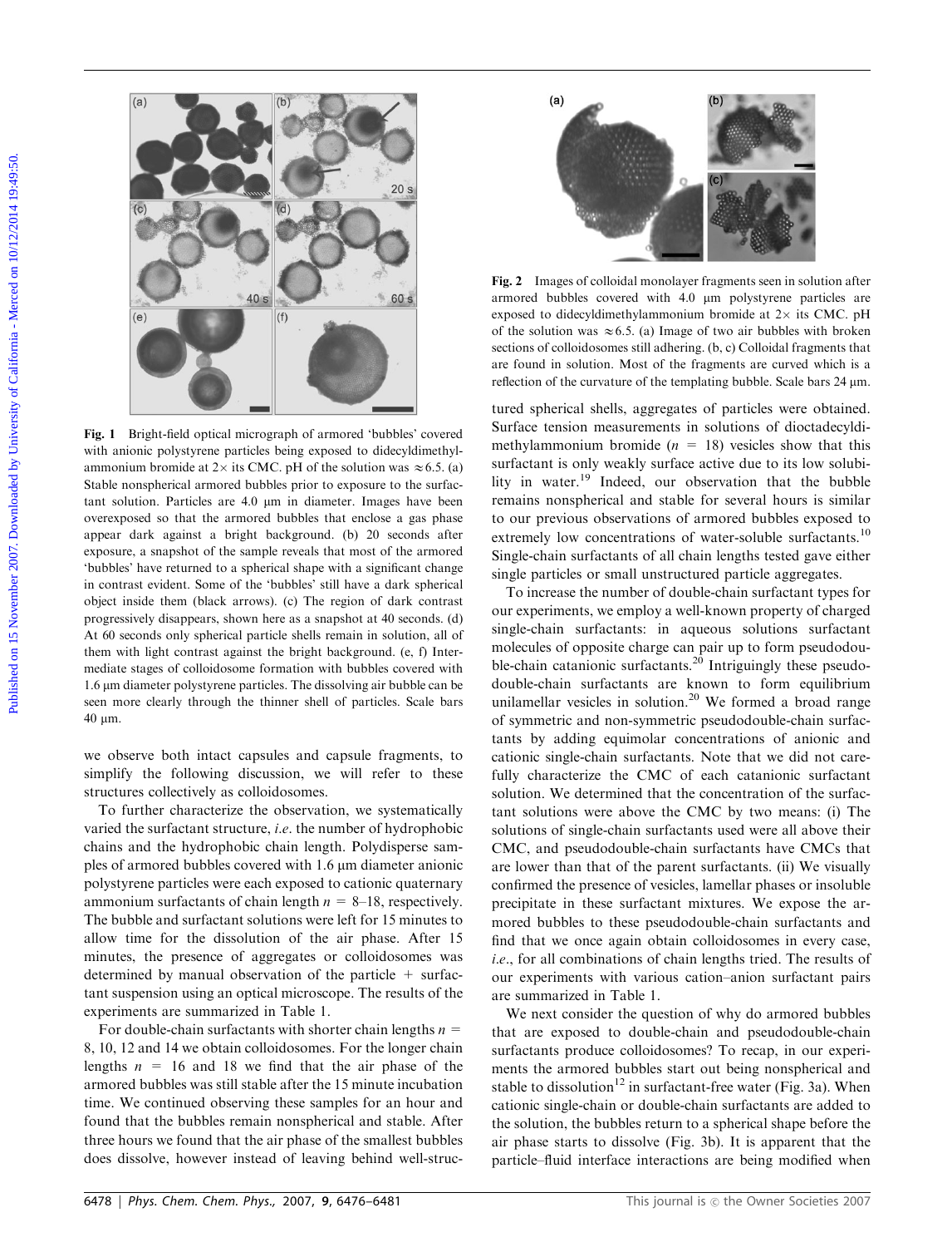Fig. 1 Bright-field optical micrograph of armored 'bubbles' covered with anionic polystyrene particles being exposed to didecyldimethylammonium bromide at 2× its CMC. pH of the solution was ≈6.5. (a) Stable nonspherical armored bubbles prior to exposure to the surfactant solution. Particles are 4.0 μm in diameter. Images have been overexposed so that the armored bubbles that enclose a gas phase appear dark against a bright background. (b) 20 seconds after exposure, a snapshot of the sample reveals that most of the armored 'bubbles' have returned to a spherical shape with a significant change in contrast evident. Some of the 'bubbles' still have a dark spherical object inside them (black arrows). (c) The region of dark contrast progressively disappears, shown here as a snapshot at 40 seconds. (d) At 60 seconds only spherical particle shells remain in solution, all of them with light contrast against the bright background. (e, f) Intermediate stages of colloidosome formation with bubbles covered with 1.6 μm diameter polystyrene particles. The dissolving air bubble can be seen more clearly through the thinner shell of particles. Scale bars 40 μm.

we observe both intact capsules and capsule fragments, to simplify the following discussion, we will refer to these structures collectively as colloidosomes.

To further characterize the observation, we systematically varied the surfactant structure, *i.e*. the number of hydrophobic chains and the hydrophobic chain length. Polydisperse samples of armored bubbles covered with 1.6 μm diameter anionic polystyrene particles were each exposed to cationic quaternary ammonium surfactants of chain length $n$ = 8–18, respectively. The bubble and surfactant solutions were left for 15 minutes to allow time for the dissolution of the air phase. After 15 minutes, the presence of aggregates or colloidosomes was determined by manual observation of the particle + surfactant suspension using an optical microscope. The results of the experiments are summarized in Table 1.

For double-chain surfactants with shorter chain lengths $n$ = 8, 10, 12 and 14 we obtain colloidosomes. For the longer chain lengths $n$ = 16 and 18 we find that the air phase of the armored bubbles was still stable after the 15 minute incubation time. We continued observing these samples for an hour and found that the bubbles remain nonspherical and stable. After three hours we found that the air phase of the smallest bubbles does dissolve, however instead of leaving behind well-structured spherical shells, aggregates of particles were obtained. Surface tension measurements in solutions of dioctadecyldimethylammonium bromide ($n$ = 18) vesicles show that this surfactant is only weakly surface active due to its low solubility in water.[19] Indeed, our observation that the bubble remains nonspherical and stable for several hours is similar to our previous observations of armored bubbles exposed to extremely low concentrations of water-soluble surfactants.[10] Single-chain surfactants of all chain lengths tested gave either single particles or small unstructured particle aggregates.

Fig. 2 Images of colloidal monolayer fragments seen in solution after armored bubbles covered with 4.0 μm polystyrene particles are exposed to didecyldimethylammonium bromide at 2× its CMC. pH of the solution was ≈6.5. (a) Image of two air bubbles with broken sections of colloidosomes still adhering. (b, c) Colloidal fragments that are found in solution. Most of the fragments are curved which is a reflection of the curvature of the templating bubble. Scale bars 24 μm.

To increase the number of double-chain surfactant types for our experiments, we employ a well-known property of charged single-chain surfactants: in aqueous solutions surfactant molecules of opposite charge can pair up to form pseudodouble-chain catanionic surfactants.[20] Intriguingly these pseudo-double-chain surfactants are known to form equilibrium unilamellar vesicles in solution.[20] We formed a broad range of symmetric and non-symmetric pseudodouble-chain surfactants by adding equimolar concentrations of anionic and cationic single-chain surfactants. Note that we did not carefully characterize the CMC of each catanionic surfactant solution. We determined that the concentration of the surfactant solutions were above the CMC by two means: (i) The solutions of single-chain surfactants used were all above their CMC, and pseudodouble-chain surfactants have CMCs that are lower than that of the parent surfactants. (ii) We visually confirmed the presence of vesicles, lamellar phases or insoluble precipitate in these surfactant mixtures. We expose the armored bubbles to these pseudodouble-chain surfactants and find that we once again obtain colloidosomes in every case, *i.e*., for all combinations of chain lengths tried. The results of our experiments with various cation–anion surfactant pairs are summarized in Table 1.

We next consider the question of why do armored bubbles that are exposed to double-chain and pseudodouble-chain surfactants produce colloidosomes? To recap, in our experiments the armored bubbles start out being nonspherical and stable to dissolution[12] in surfactant-free water (Fig. 3a). When cationic single-chain or double-chain surfactants are added to the solution, the bubbles return to a spherical shape before the air phase starts to dissolve (Fig. 3b). It is apparent that the particle–fluid interface interactions are being modified when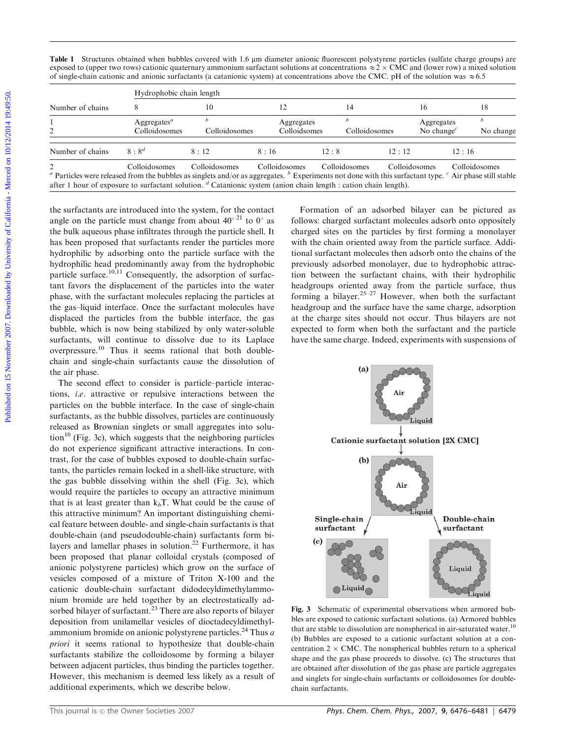**Table 1** Structures obtained when bubbles covered with 1.6 μm diameter anionic fluorescent polystyrene particles (sulfate charge groups) are exposed to (upper two rows) cationic quaternary ammonium surfactant solutions at concentrations ≈2 × CMC and (lower row) a mixed solution of single-chain cationic and anionic surfactants (a catanionic system) at concentrations above the CMC. pH of the solution was ≈6.5

| | Hydrophobic chain length | | | | | |
|---|---|---|---|---|---|---|
| Number of chains | 8 | 10 | 12 | 14 | 16 | 18 |
| 1 | Aggregates[a] | [b] | Aggregates | [b] | Aggregates | [b] |
| 2 | Colloidosomes | Colloidosomes | Colloidsomes | Colloidosomes | No change[c] | No change |
| Number of chains | 8 : 8[d] | 8 : 12 | 8 : 16 | 12 : 8 | 12 : 12 | 12 : 16 |
| 2 | Colloidosomes | Colloidosomes | Colloidosomes | Colloidosomes | Colloidosomes | Colloidosomes |

[a] Particles were released from the bubbles as singlets and/or as aggregates. [b] Experiments not done with this surfactant type. [c] Air phase still stable after 1 hour of exposure to surfactant solution. [d] Catanionic system (anion chain length : cation chain length).

the surfactants are introduced into the system, for the contact angle on the particle must change from about 40°[21] to 0° as the bulk aqueous phase infiltrates through the particle shell. It has been proposed that surfactants render the particles more hydrophilic by adsorbing onto the particle surface with the hydrophilic head predominantly away from the hydrophobic particle surface.[10,11] Consequently, the adsorption of surfactant favors the displacement of the particles into the water phase, with the surfactant molecules replacing the particles at the gas–liquid interface. Once the surfactant molecules have displaced the particles from the bubble interface, the gas bubble, which is now being stabilized by only water-soluble surfactants, will continue to dissolve due to its Laplace overpressure.[10] Thus it seems rational that both double-chain and single-chain surfactants cause the dissolution of the air phase.

The second effect to consider is particle–particle interactions, *i.e.* attractive or repulsive interactions between the particles on the bubble interface. In the case of single-chain surfactants, as the bubble dissolves, particles are continuously released as Brownian singlets or small aggregates into solution[10] (Fig. 3c), which suggests that the neighboring particles do not experience significant attractive interactions. In contrast, for the case of bubbles exposed to double-chain surfactants, the particles remain locked in a shell-like structure, with the gas bubble dissolving within the shell (Fig. 3c), which would require the particles to occupy an attractive minimum that is at least greater than $k_bT$. What could be the cause of this attractive minimum? An important distinguishing chemical feature between double- and single-chain surfactants is that double-chain (and pseudodouble-chain) surfactants form bilayers and lamellar phases in solution.[22] Furthermore, it has been proposed that planar colloidal crystals (composed of anionic polystyrene particles) which grow on the surface of vesicles composed of a mixture of Triton X-100 and the cationic double-chain surfactant didodecyldimethylammonium bromide are held together by an electrostatically adsorbed bilayer of surfactant.[23] There are also reports of bilayer deposition from unilamellar vesicles of dioctadecyldimethylammonium bromide on anionic polystyrene particles.[24] Thus *a priori* it seems rational to hypothesize that double-chain surfactants stabilize the colloidosome by forming a bilayer between adjacent particles, thus binding the particles together. However, this mechanism is deemed less likely as a result of additional experiments, which we describe below.

Formation of an adsorbed bilayer can be pictured as follows: charged surfactant molecules adsorb onto oppositely charged sites on the particles by first forming a monolayer with the chain oriented away from the particle surface. Additional surfactant molecules then adsorb onto the chains of the previously adsorbed monolayer, due to hydrophobic attraction between the surfactant chains, with their hydrophilic headgroups oriented away from the particle surface, thus forming a bilayer.[25–27] However, when both the surfactant headgroup and the surface have the same charge, adsorption at the charge sites should not occur. Thus bilayers are not expected to form when both the surfactant and the particle have the same charge. Indeed, experiments with suspensions of

**Fig. 3** Schematic of experimental observations when armored bubbles are exposed to cationic surfactant solutions. (a) Armored bubbles that are stable to dissolution are nonspherical in air-saturated water.[10] (b) Bubbles are exposed to a cationic surfactant solution at a concentration 2 × CMC. The nonspherical bubbles return to a spherical shape and the gas phase proceeds to dissolve. (c) The structures that are obtained after dissolution of the gas phase are particle aggregates and singlets for single-chain surfactants or colloidosomes for double-chain surfactants.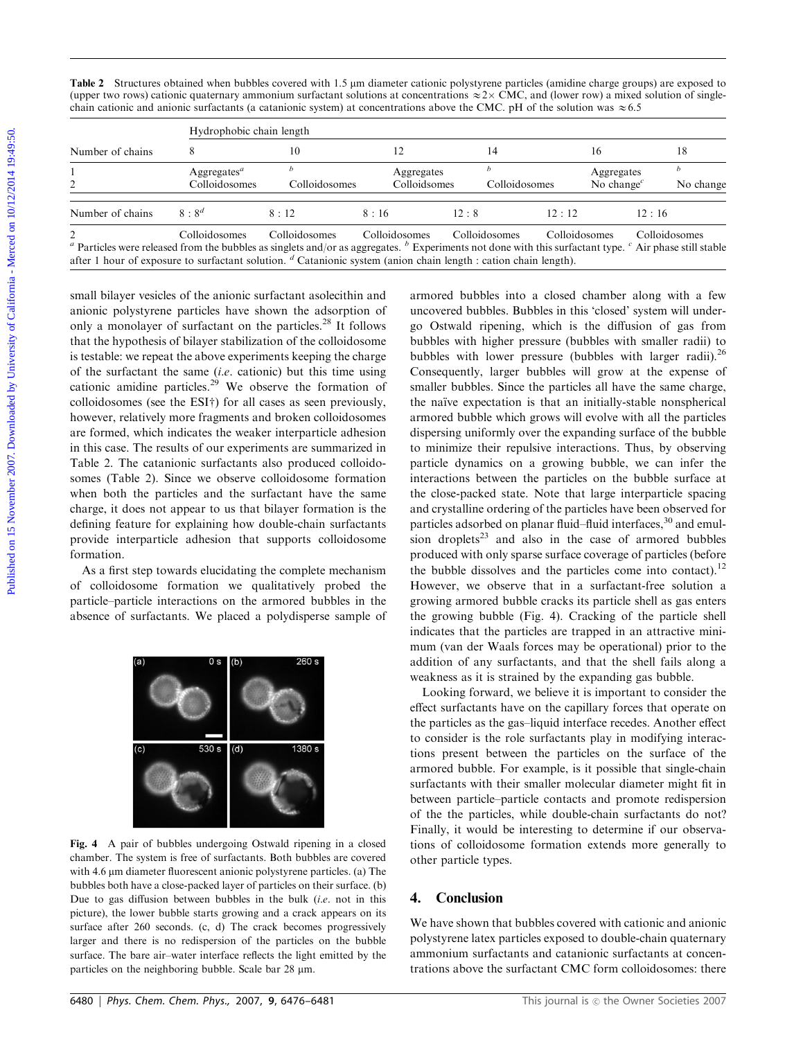**Table 2** Structures obtained when bubbles covered with 1.5 μm diameter cationic polystyrene particles (amidine charge groups) are exposed to (upper two rows) cationic quaternary ammonium surfactant solutions at concentrations ≈2× CMC, and (lower row) a mixed solution of single-chain cationic and anionic surfactants (a catanionic system) at concentrations above the CMC. pH of the solution was ≈6.5

| | Hydrophobic chain length | | | | | |
|---|---|---|---|---|---|---|
| Number of chains | 8 | 10 | 12 | 14 | 16 | 18 |
| 1 | Aggregates[a] | [b] | Aggregates | [b] | Aggregates | [b] |
| 2 | Colloidosomes | Colloidosomes | Colloidsomes | Colloidosomes | No change[c] | No change |

| Number of chains | 8 : 8[d] | 8 : 12 | 8 : 16 | 12 : 8 | 12 : 12 | 12 : 16 |
|---|---|---|---|---|---|---|
| 2 | Colloidosomes | Colloidosomes | Colloidosomes | Colloidosomes | Colloidosomes | Colloidosomes |

[a] Particles were released from the bubbles as singlets and/or as aggregates. [b] Experiments not done with this surfactant type. [c] Air phase still stable after 1 hour of exposure to surfactant solution. [d] Catanionic system (anion chain length : cation chain length).

small bilayer vesicles of the anionic surfactant asolecithin and anionic polystyrene particles have shown the adsorption of only a monolayer of surfactant on the particles.[28] It follows that the hypothesis of bilayer stabilization of the colloidosome is testable: we repeat the above experiments keeping the charge of the surfactant the same (*i.e.* cationic) but this time using cationic amidine particles.[29] We observe the formation of colloidosomes (see the ESI†) for all cases as seen previously, however, relatively more fragments and broken colloidosomes are formed, which indicates the weaker interparticle adhesion in this case. The results of our experiments are summarized in Table 2. The catanionic surfactants also produced colloidosomes (Table 2). Since we observe colloidosome formation when both the particles and the surfactant have the same charge, it does not appear to us that bilayer formation is the defining feature for explaining how double-chain surfactants provide interparticle adhesion that supports colloidosome formation.

As a first step towards elucidating the complete mechanism of colloidosome formation we qualitatively probed the particle–particle interactions on the armored bubbles in the absence of surfactants. We placed a polydisperse sample of armored bubbles into a closed chamber along with a few uncovered bubbles. Bubbles in this 'closed' system will undergo Ostwald ripening, which is the diffusion of gas from bubbles with higher pressure (bubbles with smaller radii) to bubbles with lower pressure (bubbles with larger radii).[26] Consequently, larger bubbles will grow at the expense of smaller bubbles. Since the particles all have the same charge, the naïve expectation is that an initially-stable nonspherical armored bubble which grows will evolve with all the particles dispersing uniformly over the expanding surface of the bubble to minimize their repulsive interactions. Thus, by observing particle dynamics on a growing bubble, we can infer the interactions between the particles on the bubble surface at the close-packed state. Note that large interparticle spacing and crystalline ordering of the particles have been observed for particles adsorbed on planar fluid–fluid interfaces,[30] and emulsion droplets[23] and also in the case of armored bubbles produced with only sparse surface coverage of particles (before the bubble dissolves and the particles come into contact).[12] However, we observe that in a surfactant-free solution a growing armored bubble cracks its particle shell as gas enters the growing bubble (Fig. 4). Cracking of the particle shell indicates that the particles are trapped in an attractive minimum (van der Waals forces may be operational) prior to the addition of any surfactants, and that the shell fails along a weakness as it is strained by the expanding gas bubble.

**Fig. 4** A pair of bubbles undergoing Ostwald ripening in a closed chamber. The system is free of surfactants. Both bubbles are covered with 4.6 μm diameter fluorescent anionic polystyrene particles. (a) The bubbles both have a close-packed layer of particles on their surface. (b) Due to gas diffusion between bubbles in the bulk (*i.e.* not in this picture), the lower bubble starts growing and a crack appears on its surface after 260 seconds. (c, d) The crack becomes progressively larger and there is no redispersion of the particles on the bubble surface. The bare air–water interface reflects the light emitted by the particles on the neighboring bubble. Scale bar 28 μm.

Looking forward, we believe it is important to consider the effect surfactants have on the capillary forces that operate on the particles as the gas–liquid interface recedes. Another effect to consider is the role surfactants play in modifying interactions present between the particles on the surface of the armored bubble. For example, is it possible that single-chain surfactants with their smaller molecular diameter might fit in between particle–particle contacts and promote redispersion of the the particles, while double-chain surfactants do not? Finally, it would be interesting to determine if our observations of colloidosome formation extends more generally to other particle types.

## 4. Conclusion

We have shown that bubbles covered with cationic and anionic polystyrene latex particles exposed to double-chain quaternary ammonium surfactants and catanionic surfactants at concentrations above the surfactant CMC form colloidosomes: there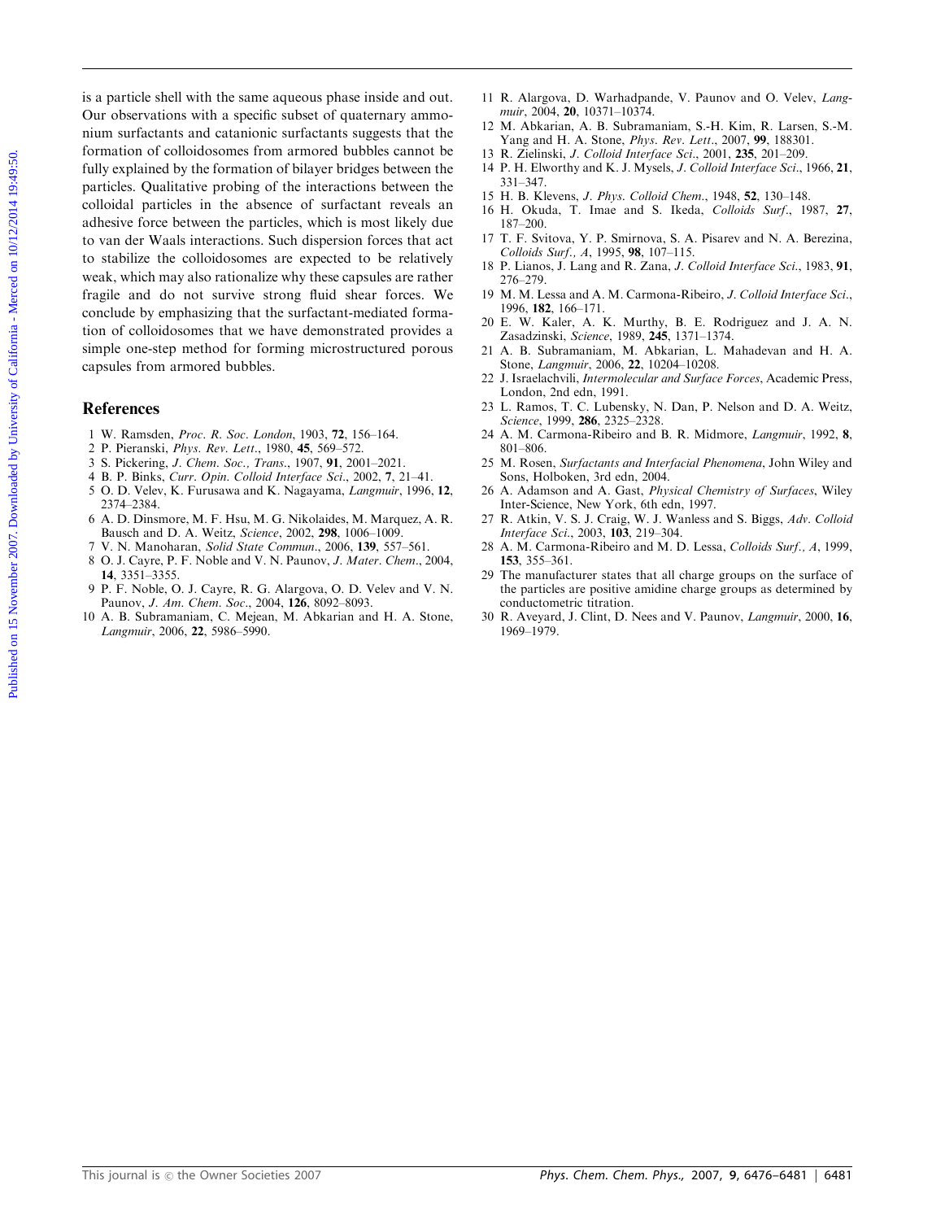is a particle shell with the same aqueous phase inside and out. Our observations with a specific subset of quaternary ammonium surfactants and catanionic surfactants suggests that the formation of colloidosomes from armored bubbles cannot be fully explained by the formation of bilayer bridges between the particles. Qualitative probing of the interactions between the colloidal particles in the absence of surfactant reveals an adhesive force between the particles, which is most likely due to van der Waals interactions. Such dispersion forces that act to stabilize the colloidosomes are expected to be relatively weak, which may also rationalize why these capsules are rather fragile and do not survive strong fluid shear forces. We conclude by emphasizing that the surfactant-mediated formation of colloidosomes that we have demonstrated provides a simple one-step method for forming microstructured porous capsules from armored bubbles.

## References

1 W. Ramsden, *Proc. R. Soc. London*, 1903, **72**, 156–164.
2 P. Pieranski, *Phys. Rev. Lett.*, 1980, **45**, 569–572.
3 S. Pickering, *J. Chem. Soc., Trans.*, 1907, **91**, 2001–2021.
4 B. P. Binks, *Curr. Opin. Colloid Interface Sci.*, 2002, **7**, 21–41.
5 O. D. Velev, K. Furusawa and K. Nagayama, *Langmuir*, 1996, **12**, 2374–2384.
6 A. D. Dinsmore, M. F. Hsu, M. G. Nikolaides, M. Marquez, A. R. Bausch and D. A. Weitz, *Science*, 2002, **298**, 1006–1009.
7 V. N. Manoharan, *Solid State Commun.*, 2006, **139**, 557–561.
8 O. J. Cayre, P. F. Noble and V. N. Paunov, *J. Mater. Chem.*, 2004, **14**, 3351–3355.
9 P. F. Noble, O. J. Cayre, R. G. Alargova, O. D. Velev and V. N. Paunov, *J. Am. Chem. Soc.*, 2004, **126**, 8092–8093.
10 A. B. Subramaniam, C. Mejean, M. Abkarian and H. A. Stone, *Langmuir*, 2006, **22**, 5986–5990.
11 R. Alargova, D. Warhadpande, V. Paunov and O. Velev, *Langmuir*, 2004, **20**, 10371–10374.
12 M. Abkarian, A. B. Subramaniam, S.-H. Kim, R. Larsen, S.-M. Yang and H. A. Stone, *Phys. Rev. Lett.*, 2007, **99**, 188301.
13 R. Zielinski, *J. Colloid Interface Sci.*, 2001, **235**, 201–209.
14 P. H. Elworthy and K. J. Mysels, *J. Colloid Interface Sci.*, 1966, **21**, 331–347.
15 H. B. Klevens, *J. Phys. Colloid Chem.*, 1948, **52**, 130–148.
16 H. Okuda, T. Imae and S. Ikeda, *Colloids Surf.*, 1987, **27**, 187–200.
17 T. F. Svitova, Y. P. Smirnova, S. A. Pisarev and N. A. Berezina, *Colloids Surf., A*, 1995, **98**, 107–115.
18 P. Lianos, J. Lang and R. Zana, *J. Colloid Interface Sci.*, 1983, **91**, 276–279.
19 M. M. Lessa and A. M. Carmona-Ribeiro, *J. Colloid Interface Sci.*, 1996, **182**, 166–171.
20 E. W. Kaler, A. K. Murthy, B. E. Rodriguez and J. A. N. Zasadzinski, *Science*, 1989, **245**, 1371–1374.
21 A. B. Subramaniam, M. Abkarian, L. Mahadevan and H. A. Stone, *Langmuir*, 2006, **22**, 10204–10208.
22 J. Israelachvili, *Intermolecular and Surface Forces*, Academic Press, London, 2nd edn, 1991.
23 L. Ramos, T. C. Lubensky, N. Dan, P. Nelson and D. A. Weitz, *Science*, 1999, **286**, 2325–2328.
24 A. M. Carmona-Ribeiro and B. R. Midmore, *Langmuir*, 1992, **8**, 801–806.
25 M. Rosen, *Surfactants and Interfacial Phenomena*, John Wiley and Sons, Holboken, 3rd edn, 2004.
26 A. Adamson and A. Gast, *Physical Chemistry of Surfaces*, Wiley Inter-Science, New York, 6th edn, 1997.
27 R. Atkin, V. S. J. Craig, W. J. Wanless and S. Biggs, *Adv. Colloid Interface Sci.*, 2003, **103**, 219–304.
28 A. M. Carmona-Ribeiro and M. D. Lessa, *Colloids Surf., A*, 1999, **153**, 355–361.
29 The manufacturer states that all charge groups on the surface of the particles are positive amidine charge groups as determined by conductometric titration.
30 R. Aveyard, J. Clint, D. Nees and V. Paunov, *Langmuir*, 2000, **16**, 1969–1979.